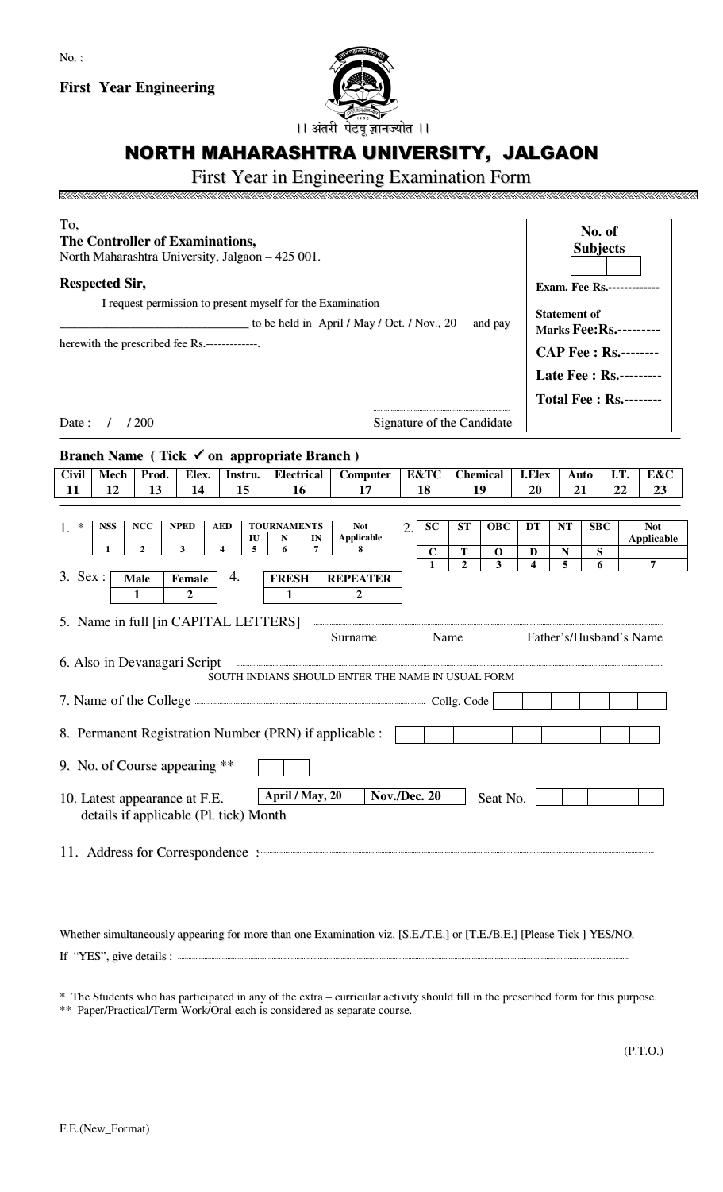No. :

**First Year Engineering**

।। अंतरी पेटवू ज्ञानज्योत ।।

# NORTH MAHARASHTRA UNIVERSITY, JALGAON

## First Year in Engineering Examination Form

To,
**The Controller of Examinations,**
North Maharashtra University, Jalgaon – 425 001.

**Respected Sir,**

I request permission to present myself for the Examination ____________________ ______________________________ to be held in April / May / Oct. / Nov., 20 and pay herewith the prescribed fee Rs.-------------.

Date : / / 200

Signature of the Candidate

| **No. of Subjects** |
|---|
| |
| **Exam. Fee Rs.-------------** |
| **Statement of Marks Fee:Rs.---------** |
| **CAP Fee : Rs.--------** |
| **Late Fee : Rs.---------** |
| **Total Fee : Rs.--------** |

**Branch Name ( Tick ✓ on appropriate Branch )**

| Civil | Mech | Prod. | Elex. | Instru. | Electrical | Computer | E&TC | Chemical | I.Elex | Auto | I.T. | E&C |
|---|---|---|---|---|---|---|---|---|---|---|---|---|
| 11 | 12 | 13 | 14 | 15 | 16 | 17 | 18 | 19 | 20 | 21 | 22 | 23 |

1. *

| NSS | NCC | NPED | AED | TOURNAMENTS | | | Not Applicable |
|---|---|---|---|---|---|---|---|
| | | | | IU | N | IN | |
| 1 | 2 | 3 | 4 | 5 | 6 | 7 | 8 |

2.

| SC | ST | OBC | DT | NT | SBC | Not Applicable |
|---|---|---|---|---|---|---|
| C | T | O | D | N | S | |
| 1 | 2 | 3 | 4 | 5 | 6 | 7 |

3. Sex :

| Male | Female |
|---|---|
| 1 | 2 |

4.

| FRESH | REPEATER |
|---|---|
| 1 | 2 |

5. Name in full [in CAPITAL LETTERS] ..................................................................
Surname Name Father's/Husband's Name

6. Also in Devanagari Script ..................................................................
SOUTH INDIANS SHOULD ENTER THE NAME IN USUAL FORM

7. Name of the College .................................................. Collg. Code [ | | | | | ]

8. Permanent Registration Number (PRN) if applicable : [ | | | | | | | | ]

9. No. of Course appearing ** [ | ]

10. Latest appearance at F.E. details if applicable (Pl. tick) Month [April / May, 20] [Nov./Dec. 20] Seat No. [ | | | | | ]

11. Address for Correspondence : ..................................................................

..................................................................

Whether simultaneously appearing for more than one Examination viz. [S.E./T.E.] or [T.E./B.E.] [Please Tick ] YES/NO.

If "YES", give details : ..................................................................

\* The Students who has participated in any of the extra – curricular activity should fill in the prescribed form for this purpose.
\*\* Paper/Practical/Term Work/Oral each is considered as separate course.

(P.T.O.)

F.E.(New_Format)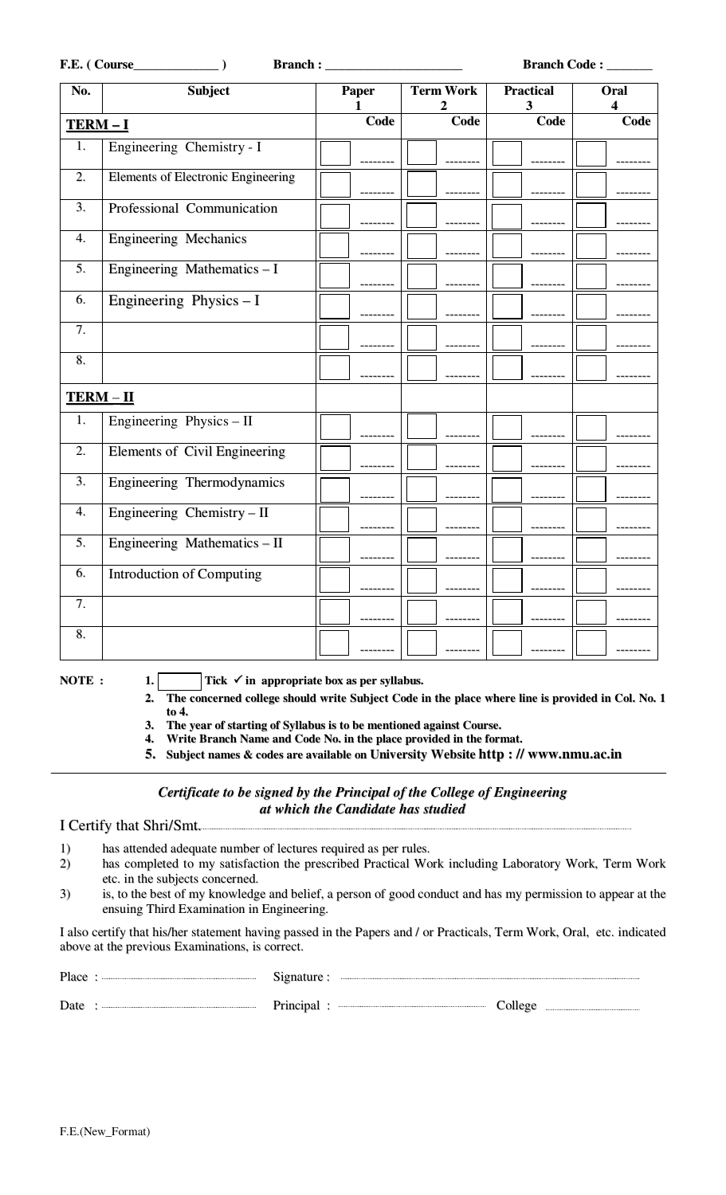**F.E. ( Course_____________ )   Branch : ______________________   Branch Code : _______**

| No. | Subject | Paper 1 Code | Term Work 2 Code | Practical 3 Code | Oral 4 Code |
|---|---|---|---|---|---|
| **TERM – I** | | | | | |
| 1. | Engineering Chemistry - I | -------- | -------- | -------- | -------- |
| 2. | Elements of Electronic Engineering | -------- | -------- | -------- | -------- |
| 3. | Professional Communication | -------- | -------- | -------- | -------- |
| 4. | Engineering Mechanics | -------- | -------- | -------- | -------- |
| 5. | Engineering Mathematics – I | -------- | -------- | -------- | -------- |
| 6. | Engineering Physics – I | -------- | -------- | -------- | -------- |
| 7. | | -------- | -------- | -------- | -------- |
| 8. | | -------- | -------- | -------- | -------- |
| **TERM – II** | | | | | |
| 1. | Engineering Physics – II | -------- | -------- | -------- | -------- |
| 2. | Elements of Civil Engineering | -------- | -------- | -------- | -------- |
| 3. | Engineering Thermodynamics | -------- | -------- | -------- | -------- |
| 4. | Engineering Chemistry – II | -------- | -------- | -------- | -------- |
| 5. | Engineering Mathematics – II | -------- | -------- | -------- | -------- |
| 6. | Introduction of Computing | -------- | -------- | -------- | -------- |
| 7. | | -------- | -------- | -------- | -------- |
| 8. | | -------- | -------- | -------- | -------- |

**NOTE :**

1. ☐ **Tick ✓ in appropriate box as per syllabus.**
2. **The concerned college should write Subject Code in the place where line is provided in Col. No. 1 to 4.**
3. **The year of starting of Syllabus is to be mentioned against Course.**
4. **Write Branch Name and Code No. in the place provided in the format.**
5. **Subject names & codes are available on University Website http : // www.nmu.ac.in**

---

***Certificate to be signed by the Principal of the College of Engineering at which the Candidate has studied***

I Certify that Shri/Smt. ..............................................................................................................................

1) has attended adequate number of lectures required as per rules.
2) has completed to my satisfaction the prescribed Practical Work including Laboratory Work, Term Work etc. in the subjects concerned.
3) is, to the best of my knowledge and belief, a person of good conduct and has my permission to appear at the ensuing Third Examination in Engineering.

I also certify that his/her statement having passed in the Papers and / or Practicals, Term Work, Oral, etc. indicated above at the previous Examinations, is correct.

Place : ..............................   Signature : ..............................................................................

Date : ..............................   Principal : ..............................   College ..............................

F.E.(New_Format)